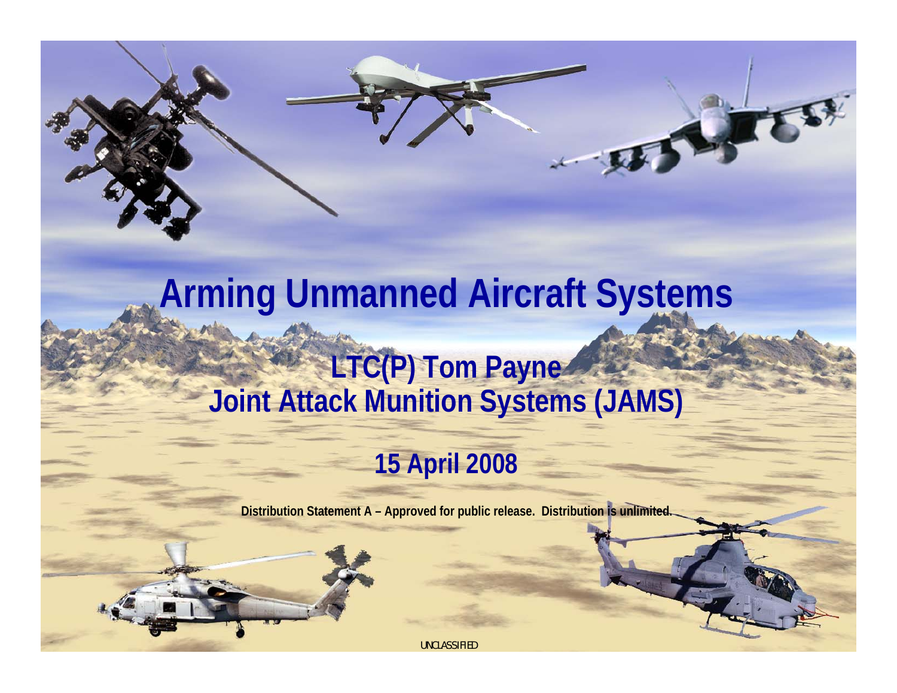# Arming Unmanned Aircraft Systems

## LTC(P) Tom Payne
## Joint Attack Munition Systems (JAMS)

## 15 April 2008

**Distribution Statement A – Approved for public release. Distribution is unlimited.**

UNCLASSIFIED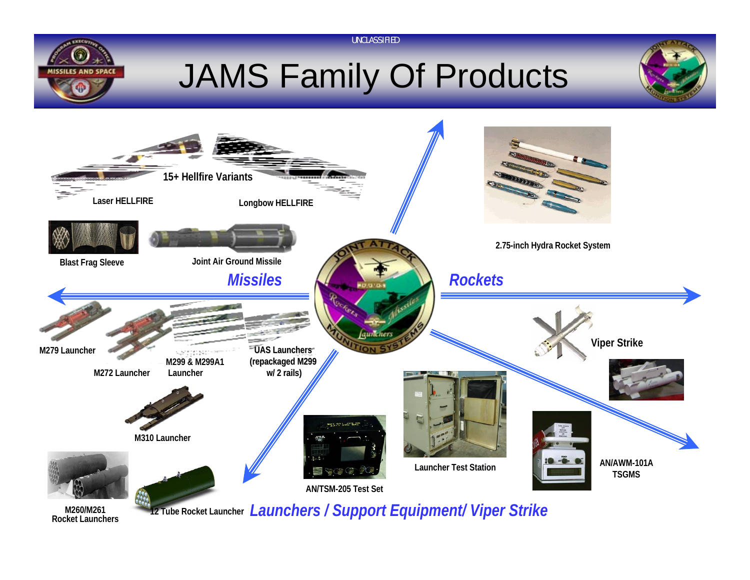UNCLASSIFIED

# JAMS Family Of Products

15+ Hellfire Variants

Laser HELLFIRE

Longbow HELLFIRE

Blast Frag Sleeve

Joint Air Ground Missile

***Missiles***

2.75-inch Hydra Rocket System

***Rockets***

M279 Launcher

M272 Launcher

M299 & M299A1 Launcher

UAS Launchers (repackaged M299 w/ 2 rails)

Viper Strike

M310 Launcher

Launcher Test Station

AN/TSM-205 Test Set

AN/AWM-101A TSGMS

M260/M261 Rocket Launchers

12 Tube Rocket Launcher

***Launchers / Support Equipment/ Viper Strike***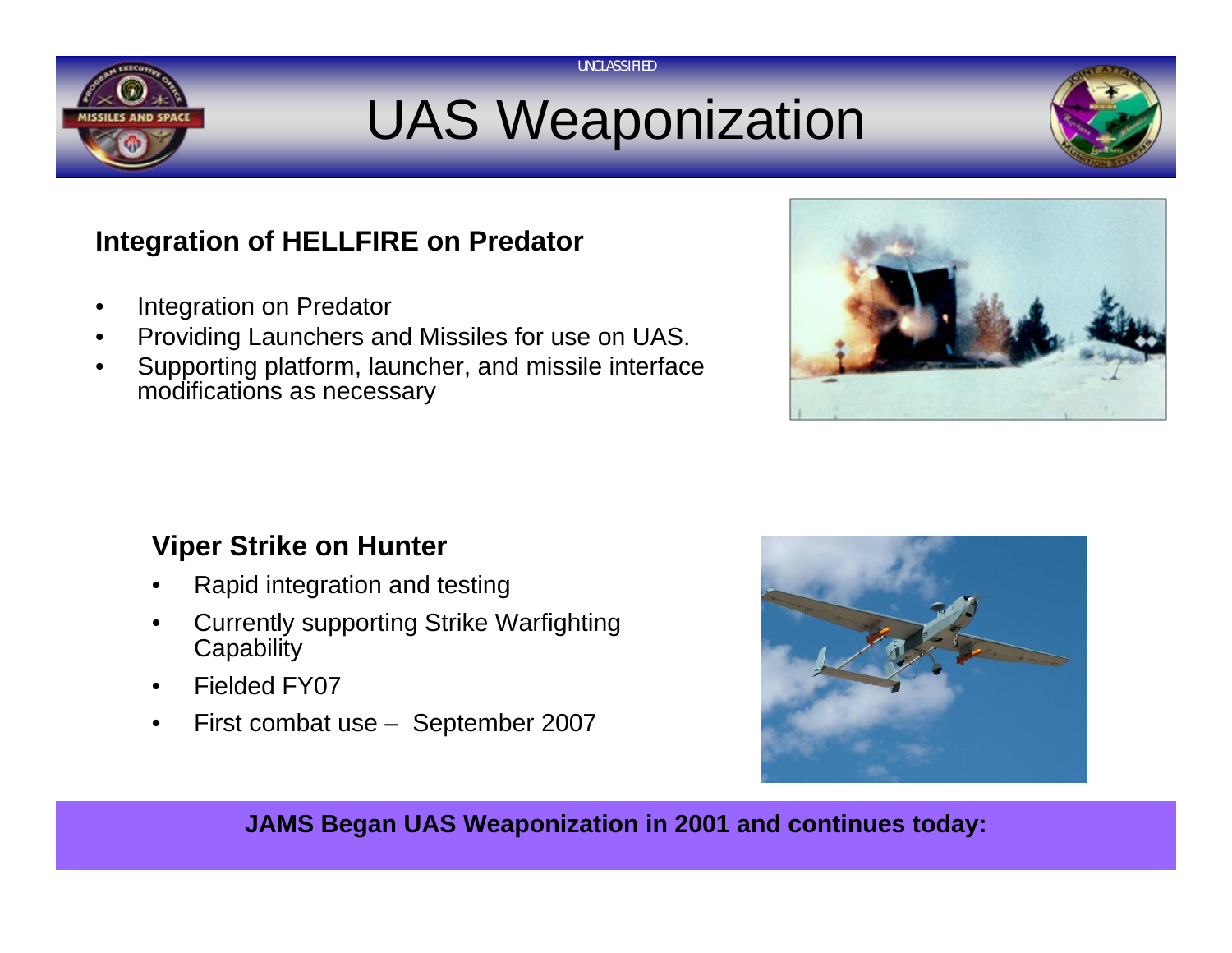UNCLASSIFIED

# UAS Weaponization

## Integration of HELLFIRE on Predator

- Integration on Predator
- Providing Launchers and Missiles for use on UAS.
- Supporting platform, launcher, and missile interface modifications as necessary

## Viper Strike on Hunter

- Rapid integration and testing
- Currently supporting Strike Warfighting Capability
- Fielded FY07
- First combat use – September 2007

**JAMS Began UAS Weaponization in 2001 and continues today:**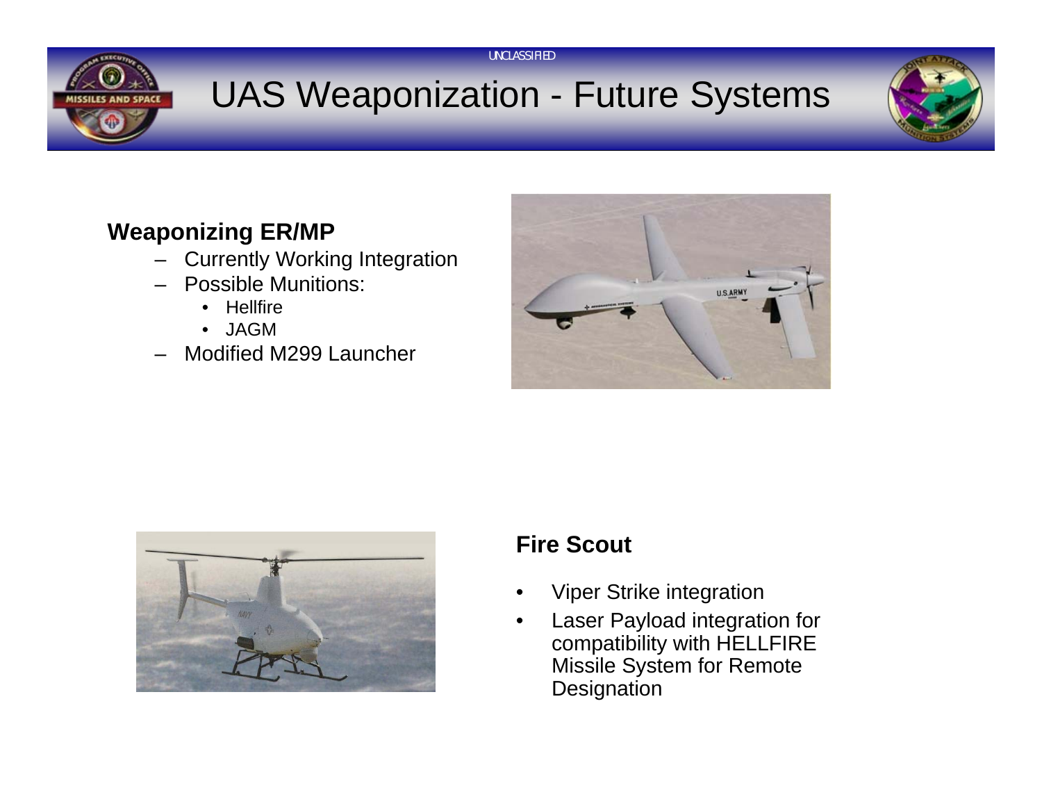# UAS Weaponization - Future Systems

**Weaponizing ER/MP**

- Currently Working Integration
- Possible Munitions:
  - Hellfire
  - JAGM
- Modified M299 Launcher

**Fire Scout**

- Viper Strike integration
- Laser Payload integration for compatibility with HELLFIRE Missile System for Remote Designation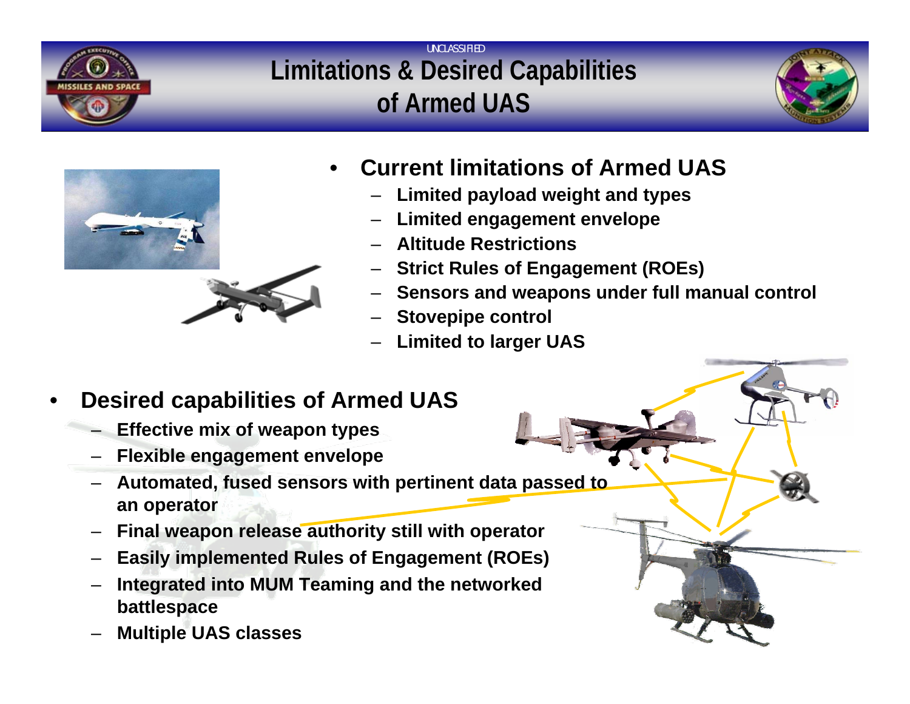UNCLASSIFIED

# Limitations & Desired Capabilities of Armed UAS

- **Current limitations of Armed UAS**
  - **Limited payload weight and types**
  - **Limited engagement envelope**
  - **Altitude Restrictions**
  - **Strict Rules of Engagement (ROEs)**
  - **Sensors and weapons under full manual control**
  - **Stovepipe control**
  - **Limited to larger UAS**

- **Desired capabilities of Armed UAS**
  - **Effective mix of weapon types**
  - **Flexible engagement envelope**
  - **Automated, fused sensors with pertinent data passed to an operator**
  - **Final weapon release authority still with operator**
  - **Easily implemented Rules of Engagement (ROEs)**
  - **Integrated into MUM Teaming and the networked battlespace**
  - **Multiple UAS classes**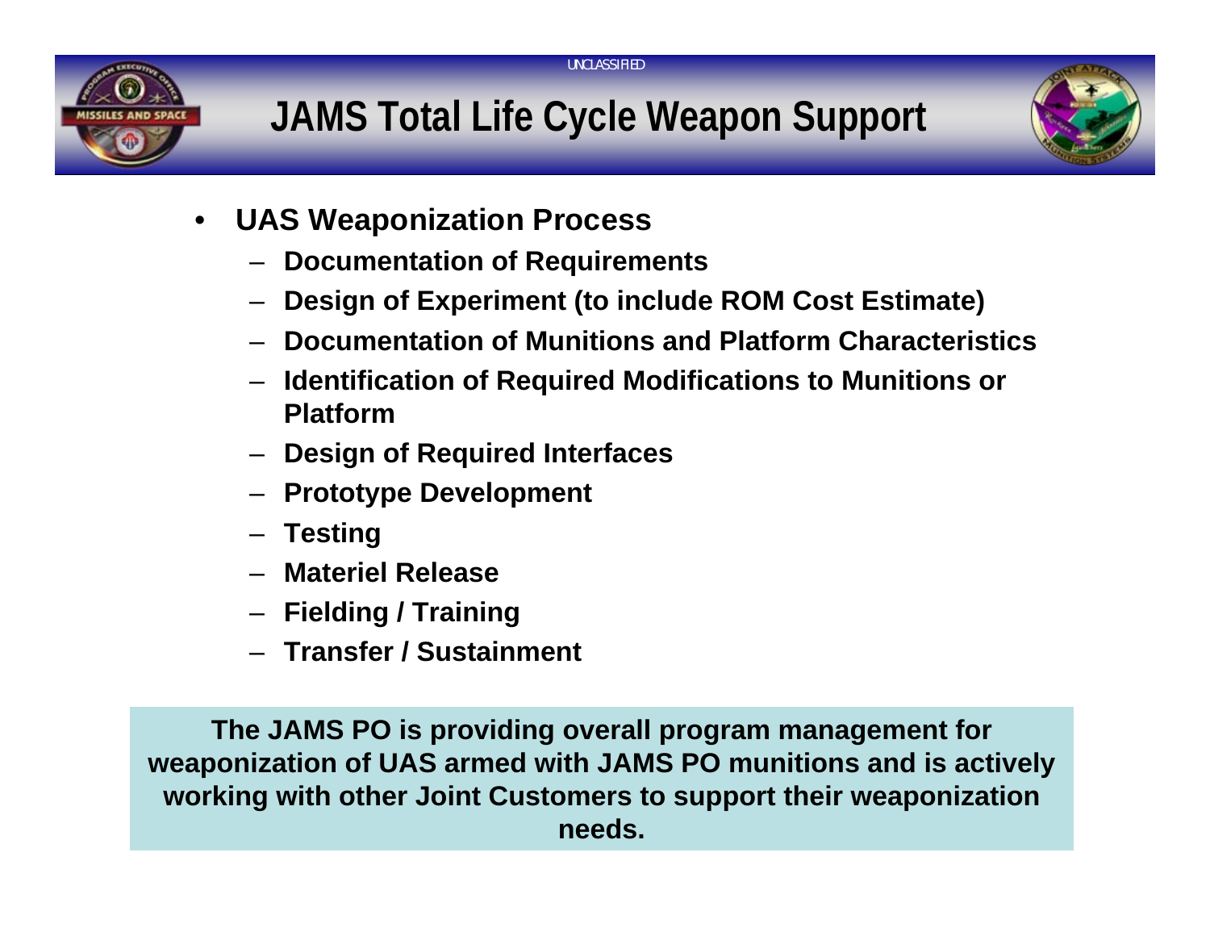# JAMS Total Life Cycle Weapon Support

- **UAS Weaponization Process**
  - **Documentation of Requirements**
  - **Design of Experiment (to include ROM Cost Estimate)**
  - **Documentation of Munitions and Platform Characteristics**
  - **Identification of Required Modifications to Munitions or Platform**
  - **Design of Required Interfaces**
  - **Prototype Development**
  - **Testing**
  - **Materiel Release**
  - **Fielding / Training**
  - **Transfer / Sustainment**

**The JAMS PO is providing overall program management for weaponization of UAS armed with JAMS PO munitions and is actively working with other Joint Customers to support their weaponization needs.**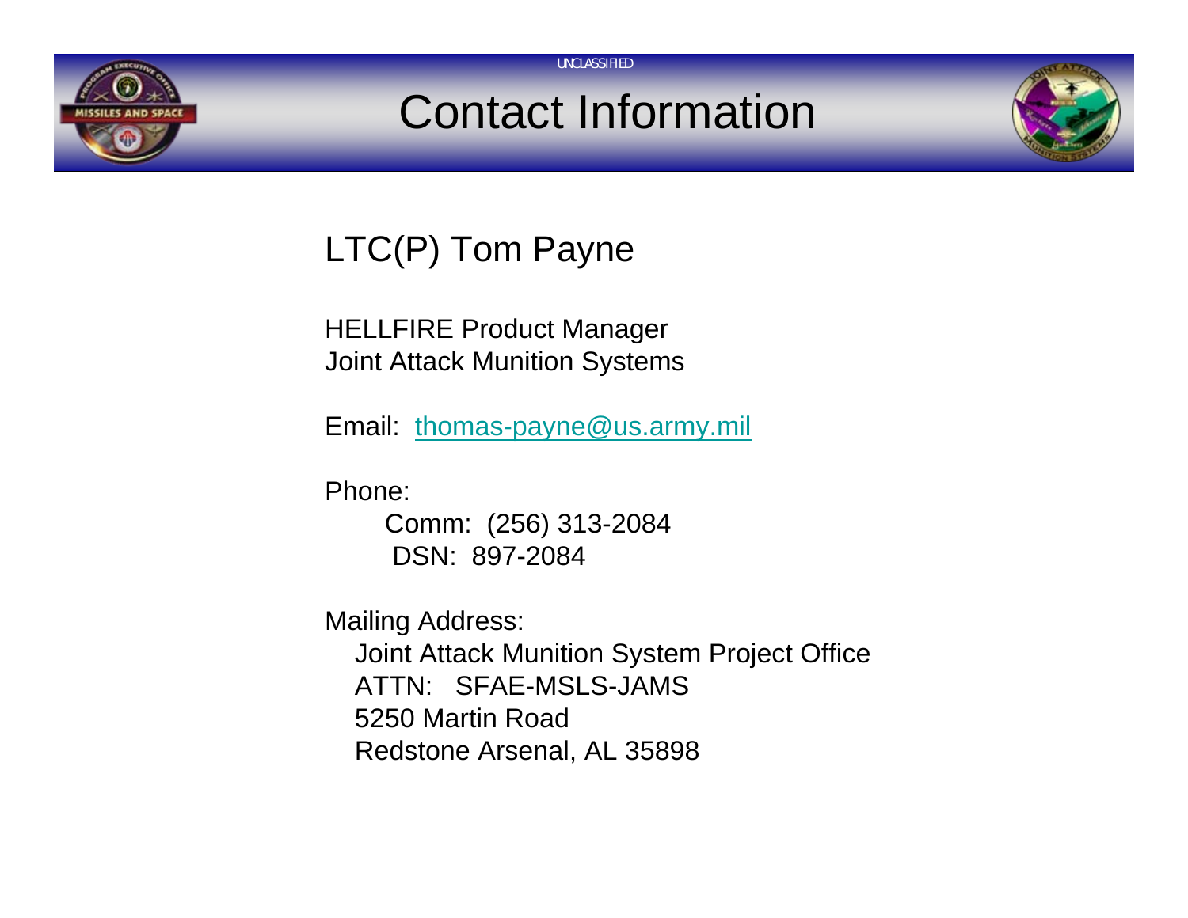UNCLASSIFIED

# Contact Information

## LTC(P) Tom Payne

HELLFIRE Product Manager
Joint Attack Munition Systems

Email: thomas-payne@us.army.mil

Phone:
Comm: (256) 313-2084
DSN: 897-2084

Mailing Address:
Joint Attack Munition System Project Office
ATTN: SFAE-MSLS-JAMS
5250 Martin Road
Redstone Arsenal, AL 35898